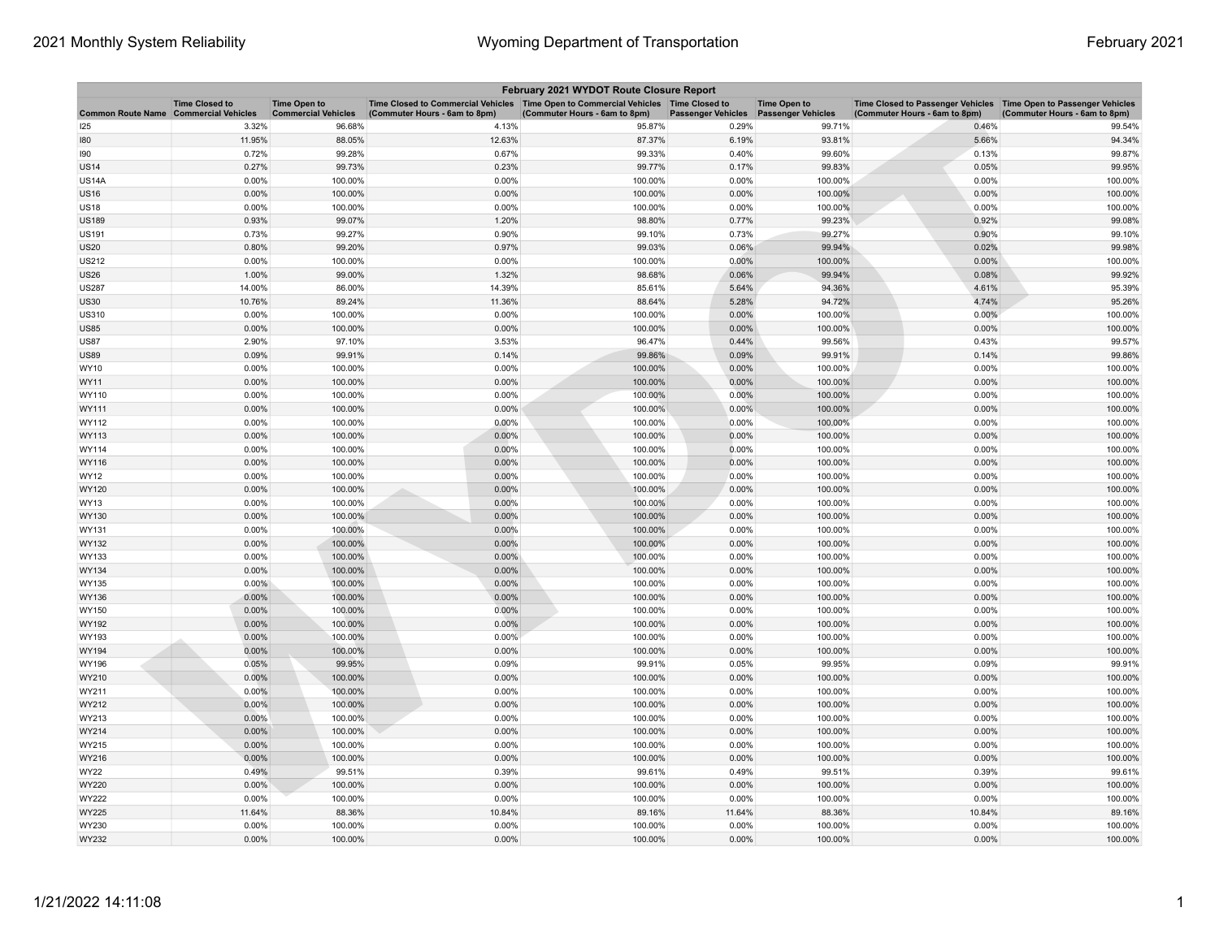| February 2021 WYDOT Route Closure Report | | | | | | | | |
|---|---|---|---|---|---|---|---|---|
| Common Route Name | Time Closed to Commercial Vehicles | Time Open to Commercial Vehicles | Time Closed to Commercial Vehicles (Commuter Hours - 6am to 8pm) | Time Open to Commercial Vehicles (Commuter Hours - 6am to 8pm) | Time Closed to Passenger Vehicles | Time Open to Passenger Vehicles | Time Closed to Passenger Vehicles (Commuter Hours - 6am to 8pm) | Time Open to Passenger Vehicles (Commuter Hours - 6am to 8pm) |
| I25 | 3.32% | 96.68% | 4.13% | 95.87% | 0.29% | 99.71% | 0.46% | 99.54% |
| I80 | 11.95% | 88.05% | 12.63% | 87.37% | 6.19% | 93.81% | 5.66% | 94.34% |
| I90 | 0.72% | 99.28% | 0.67% | 99.33% | 0.40% | 99.60% | 0.13% | 99.87% |
| US14 | 0.27% | 99.73% | 0.23% | 99.77% | 0.17% | 99.83% | 0.05% | 99.95% |
| US14A | 0.00% | 100.00% | 0.00% | 100.00% | 0.00% | 100.00% | 0.00% | 100.00% |
| US16 | 0.00% | 100.00% | 0.00% | 100.00% | 0.00% | 100.00% | 0.00% | 100.00% |
| US18 | 0.00% | 100.00% | 0.00% | 100.00% | 0.00% | 100.00% | 0.00% | 100.00% |
| US189 | 0.93% | 99.07% | 1.20% | 98.80% | 0.77% | 99.23% | 0.92% | 99.08% |
| US191 | 0.73% | 99.27% | 0.90% | 99.10% | 0.73% | 99.27% | 0.90% | 99.10% |
| US20 | 0.80% | 99.20% | 0.97% | 99.03% | 0.06% | 99.94% | 0.02% | 99.98% |
| US212 | 0.00% | 100.00% | 0.00% | 100.00% | 0.00% | 100.00% | 0.00% | 100.00% |
| US26 | 1.00% | 99.00% | 1.32% | 98.68% | 0.06% | 99.94% | 0.08% | 99.92% |
| US287 | 14.00% | 86.00% | 14.39% | 85.61% | 5.64% | 94.36% | 4.61% | 95.39% |
| US30 | 10.76% | 89.24% | 11.36% | 88.64% | 5.28% | 94.72% | 4.74% | 95.26% |
| US310 | 0.00% | 100.00% | 0.00% | 100.00% | 0.00% | 100.00% | 0.00% | 100.00% |
| US85 | 0.00% | 100.00% | 0.00% | 100.00% | 0.00% | 100.00% | 0.00% | 100.00% |
| US87 | 2.90% | 97.10% | 3.53% | 96.47% | 0.44% | 99.56% | 0.43% | 99.57% |
| US89 | 0.09% | 99.91% | 0.14% | 99.86% | 0.09% | 99.91% | 0.14% | 99.86% |
| WY10 | 0.00% | 100.00% | 0.00% | 100.00% | 0.00% | 100.00% | 0.00% | 100.00% |
| WY11 | 0.00% | 100.00% | 0.00% | 100.00% | 0.00% | 100.00% | 0.00% | 100.00% |
| WY110 | 0.00% | 100.00% | 0.00% | 100.00% | 0.00% | 100.00% | 0.00% | 100.00% |
| WY111 | 0.00% | 100.00% | 0.00% | 100.00% | 0.00% | 100.00% | 0.00% | 100.00% |
| WY112 | 0.00% | 100.00% | 0.00% | 100.00% | 0.00% | 100.00% | 0.00% | 100.00% |
| WY113 | 0.00% | 100.00% | 0.00% | 100.00% | 0.00% | 100.00% | 0.00% | 100.00% |
| WY114 | 0.00% | 100.00% | 0.00% | 100.00% | 0.00% | 100.00% | 0.00% | 100.00% |
| WY116 | 0.00% | 100.00% | 0.00% | 100.00% | 0.00% | 100.00% | 0.00% | 100.00% |
| WY12 | 0.00% | 100.00% | 0.00% | 100.00% | 0.00% | 100.00% | 0.00% | 100.00% |
| WY120 | 0.00% | 100.00% | 0.00% | 100.00% | 0.00% | 100.00% | 0.00% | 100.00% |
| WY13 | 0.00% | 100.00% | 0.00% | 100.00% | 0.00% | 100.00% | 0.00% | 100.00% |
| WY130 | 0.00% | 100.00% | 0.00% | 100.00% | 0.00% | 100.00% | 0.00% | 100.00% |
| WY131 | 0.00% | 100.00% | 0.00% | 100.00% | 0.00% | 100.00% | 0.00% | 100.00% |
| WY132 | 0.00% | 100.00% | 0.00% | 100.00% | 0.00% | 100.00% | 0.00% | 100.00% |
| WY133 | 0.00% | 100.00% | 0.00% | 100.00% | 0.00% | 100.00% | 0.00% | 100.00% |
| WY134 | 0.00% | 100.00% | 0.00% | 100.00% | 0.00% | 100.00% | 0.00% | 100.00% |
| WY135 | 0.00% | 100.00% | 0.00% | 100.00% | 0.00% | 100.00% | 0.00% | 100.00% |
| WY136 | 0.00% | 100.00% | 0.00% | 100.00% | 0.00% | 100.00% | 0.00% | 100.00% |
| WY150 | 0.00% | 100.00% | 0.00% | 100.00% | 0.00% | 100.00% | 0.00% | 100.00% |
| WY192 | 0.00% | 100.00% | 0.00% | 100.00% | 0.00% | 100.00% | 0.00% | 100.00% |
| WY193 | 0.00% | 100.00% | 0.00% | 100.00% | 0.00% | 100.00% | 0.00% | 100.00% |
| WY194 | 0.00% | 100.00% | 0.00% | 100.00% | 0.00% | 100.00% | 0.00% | 100.00% |
| WY196 | 0.05% | 99.95% | 0.09% | 99.91% | 0.05% | 99.95% | 0.09% | 99.91% |
| WY210 | 0.00% | 100.00% | 0.00% | 100.00% | 0.00% | 100.00% | 0.00% | 100.00% |
| WY211 | 0.00% | 100.00% | 0.00% | 100.00% | 0.00% | 100.00% | 0.00% | 100.00% |
| WY212 | 0.00% | 100.00% | 0.00% | 100.00% | 0.00% | 100.00% | 0.00% | 100.00% |
| WY213 | 0.00% | 100.00% | 0.00% | 100.00% | 0.00% | 100.00% | 0.00% | 100.00% |
| WY214 | 0.00% | 100.00% | 0.00% | 100.00% | 0.00% | 100.00% | 0.00% | 100.00% |
| WY215 | 0.00% | 100.00% | 0.00% | 100.00% | 0.00% | 100.00% | 0.00% | 100.00% |
| WY216 | 0.00% | 100.00% | 0.00% | 100.00% | 0.00% | 100.00% | 0.00% | 100.00% |
| WY22 | 0.49% | 99.51% | 0.39% | 99.61% | 0.49% | 99.51% | 0.39% | 99.61% |
| WY220 | 0.00% | 100.00% | 0.00% | 100.00% | 0.00% | 100.00% | 0.00% | 100.00% |
| WY222 | 0.00% | 100.00% | 0.00% | 100.00% | 0.00% | 100.00% | 0.00% | 100.00% |
| WY225 | 11.64% | 88.36% | 10.84% | 89.16% | 11.64% | 88.36% | 10.84% | 89.16% |
| WY230 | 0.00% | 100.00% | 0.00% | 100.00% | 0.00% | 100.00% | 0.00% | 100.00% |
| WY232 | 0.00% | 100.00% | 0.00% | 100.00% | 0.00% | 100.00% | 0.00% | 100.00% |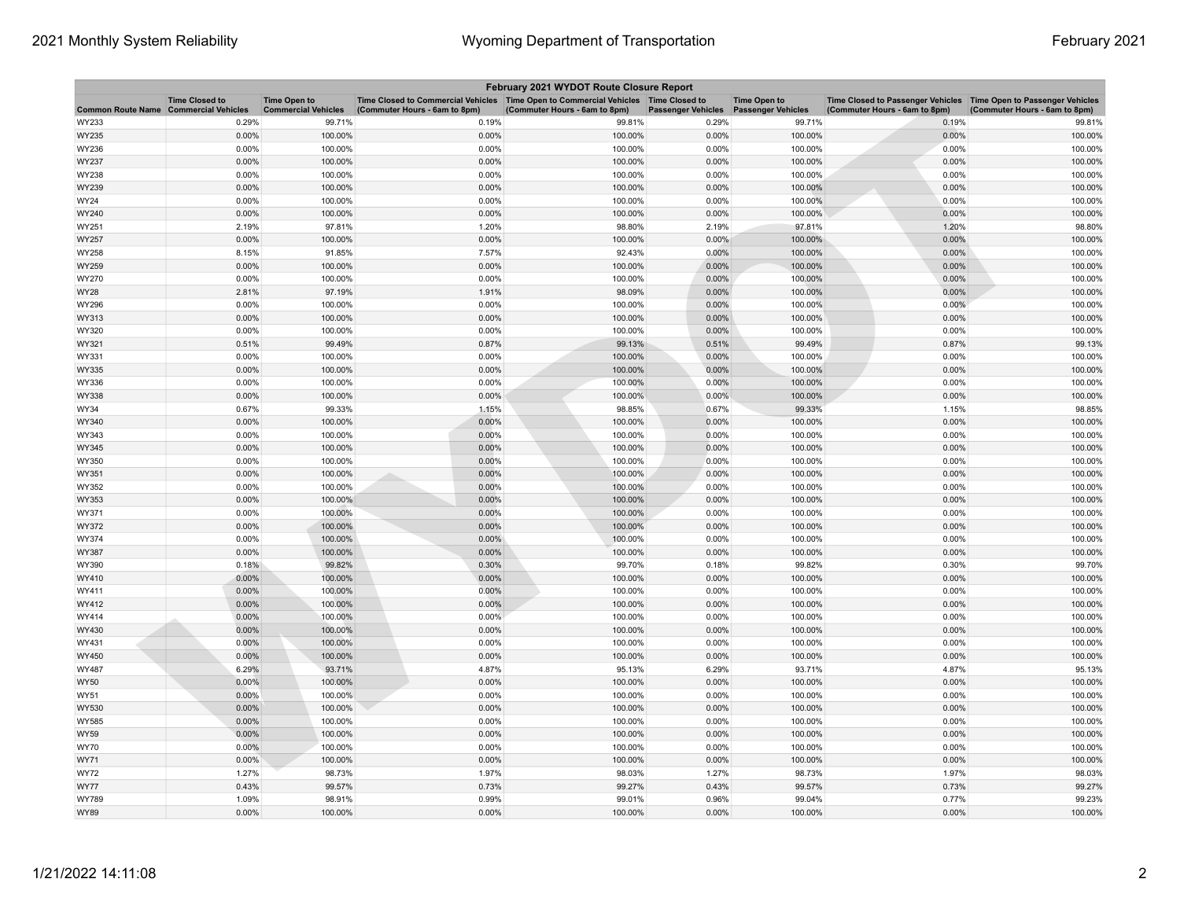| February 2021 WYDOT Route Closure Report | | | | | | | | |
|---|---|---|---|---|---|---|---|---|
| Common Route Name | Time Closed to Commercial Vehicles | Time Open to Commercial Vehicles | Time Closed to Commercial Vehicles (Commuter Hours - 6am to 8pm) | Time Open to Commercial Vehicles (Commuter Hours - 6am to 8pm) | Time Closed to Passenger Vehicles | Time Open to Passenger Vehicles | Time Closed to Passenger Vehicles (Commuter Hours - 6am to 8pm) | Time Open to Passenger Vehicles (Commuter Hours - 6am to 8pm) |
| WY233 | 0.29% | 99.71% | 0.19% | 99.81% | 0.29% | 99.71% | 0.19% | 99.81% |
| WY235 | 0.00% | 100.00% | 0.00% | 100.00% | 0.00% | 100.00% | 0.00% | 100.00% |
| WY236 | 0.00% | 100.00% | 0.00% | 100.00% | 0.00% | 100.00% | 0.00% | 100.00% |
| WY237 | 0.00% | 100.00% | 0.00% | 100.00% | 0.00% | 100.00% | 0.00% | 100.00% |
| WY238 | 0.00% | 100.00% | 0.00% | 100.00% | 0.00% | 100.00% | 0.00% | 100.00% |
| WY239 | 0.00% | 100.00% | 0.00% | 100.00% | 0.00% | 100.00% | 0.00% | 100.00% |
| WY24 | 0.00% | 100.00% | 0.00% | 100.00% | 0.00% | 100.00% | 0.00% | 100.00% |
| WY240 | 0.00% | 100.00% | 0.00% | 100.00% | 0.00% | 100.00% | 0.00% | 100.00% |
| WY251 | 2.19% | 97.81% | 1.20% | 98.80% | 2.19% | 97.81% | 1.20% | 98.80% |
| WY257 | 0.00% | 100.00% | 0.00% | 100.00% | 0.00% | 100.00% | 0.00% | 100.00% |
| WY258 | 8.15% | 91.85% | 7.57% | 92.43% | 0.00% | 100.00% | 0.00% | 100.00% |
| WY259 | 0.00% | 100.00% | 0.00% | 100.00% | 0.00% | 100.00% | 0.00% | 100.00% |
| WY270 | 0.00% | 100.00% | 0.00% | 100.00% | 0.00% | 100.00% | 0.00% | 100.00% |
| WY28 | 2.81% | 97.19% | 1.91% | 98.09% | 0.00% | 100.00% | 0.00% | 100.00% |
| WY296 | 0.00% | 100.00% | 0.00% | 100.00% | 0.00% | 100.00% | 0.00% | 100.00% |
| WY313 | 0.00% | 100.00% | 0.00% | 100.00% | 0.00% | 100.00% | 0.00% | 100.00% |
| WY320 | 0.00% | 100.00% | 0.00% | 100.00% | 0.00% | 100.00% | 0.00% | 100.00% |
| WY321 | 0.51% | 99.49% | 0.87% | 99.13% | 0.51% | 99.49% | 0.87% | 99.13% |
| WY331 | 0.00% | 100.00% | 0.00% | 100.00% | 0.00% | 100.00% | 0.00% | 100.00% |
| WY335 | 0.00% | 100.00% | 0.00% | 100.00% | 0.00% | 100.00% | 0.00% | 100.00% |
| WY336 | 0.00% | 100.00% | 0.00% | 100.00% | 0.00% | 100.00% | 0.00% | 100.00% |
| WY338 | 0.00% | 100.00% | 0.00% | 100.00% | 0.00% | 100.00% | 0.00% | 100.00% |
| WY34 | 0.67% | 99.33% | 1.15% | 98.85% | 0.67% | 99.33% | 1.15% | 98.85% |
| WY340 | 0.00% | 100.00% | 0.00% | 100.00% | 0.00% | 100.00% | 0.00% | 100.00% |
| WY343 | 0.00% | 100.00% | 0.00% | 100.00% | 0.00% | 100.00% | 0.00% | 100.00% |
| WY345 | 0.00% | 100.00% | 0.00% | 100.00% | 0.00% | 100.00% | 0.00% | 100.00% |
| WY350 | 0.00% | 100.00% | 0.00% | 100.00% | 0.00% | 100.00% | 0.00% | 100.00% |
| WY351 | 0.00% | 100.00% | 0.00% | 100.00% | 0.00% | 100.00% | 0.00% | 100.00% |
| WY352 | 0.00% | 100.00% | 0.00% | 100.00% | 0.00% | 100.00% | 0.00% | 100.00% |
| WY353 | 0.00% | 100.00% | 0.00% | 100.00% | 0.00% | 100.00% | 0.00% | 100.00% |
| WY371 | 0.00% | 100.00% | 0.00% | 100.00% | 0.00% | 100.00% | 0.00% | 100.00% |
| WY372 | 0.00% | 100.00% | 0.00% | 100.00% | 0.00% | 100.00% | 0.00% | 100.00% |
| WY374 | 0.00% | 100.00% | 0.00% | 100.00% | 0.00% | 100.00% | 0.00% | 100.00% |
| WY387 | 0.00% | 100.00% | 0.00% | 100.00% | 0.00% | 100.00% | 0.00% | 100.00% |
| WY390 | 0.18% | 99.82% | 0.30% | 99.70% | 0.18% | 99.82% | 0.30% | 99.70% |
| WY410 | 0.00% | 100.00% | 0.00% | 100.00% | 0.00% | 100.00% | 0.00% | 100.00% |
| WY411 | 0.00% | 100.00% | 0.00% | 100.00% | 0.00% | 100.00% | 0.00% | 100.00% |
| WY412 | 0.00% | 100.00% | 0.00% | 100.00% | 0.00% | 100.00% | 0.00% | 100.00% |
| WY414 | 0.00% | 100.00% | 0.00% | 100.00% | 0.00% | 100.00% | 0.00% | 100.00% |
| WY430 | 0.00% | 100.00% | 0.00% | 100.00% | 0.00% | 100.00% | 0.00% | 100.00% |
| WY431 | 0.00% | 100.00% | 0.00% | 100.00% | 0.00% | 100.00% | 0.00% | 100.00% |
| WY450 | 0.00% | 100.00% | 0.00% | 100.00% | 0.00% | 100.00% | 0.00% | 100.00% |
| WY487 | 6.29% | 93.71% | 4.87% | 95.13% | 6.29% | 93.71% | 4.87% | 95.13% |
| WY50 | 0.00% | 100.00% | 0.00% | 100.00% | 0.00% | 100.00% | 0.00% | 100.00% |
| WY51 | 0.00% | 100.00% | 0.00% | 100.00% | 0.00% | 100.00% | 0.00% | 100.00% |
| WY530 | 0.00% | 100.00% | 0.00% | 100.00% | 0.00% | 100.00% | 0.00% | 100.00% |
| WY585 | 0.00% | 100.00% | 0.00% | 100.00% | 0.00% | 100.00% | 0.00% | 100.00% |
| WY59 | 0.00% | 100.00% | 0.00% | 100.00% | 0.00% | 100.00% | 0.00% | 100.00% |
| WY70 | 0.00% | 100.00% | 0.00% | 100.00% | 0.00% | 100.00% | 0.00% | 100.00% |
| WY71 | 0.00% | 100.00% | 0.00% | 100.00% | 0.00% | 100.00% | 0.00% | 100.00% |
| WY72 | 1.27% | 98.73% | 1.97% | 98.03% | 1.27% | 98.73% | 1.97% | 98.03% |
| WY77 | 0.43% | 99.57% | 0.73% | 99.27% | 0.43% | 99.57% | 0.73% | 99.27% |
| WY789 | 1.09% | 98.91% | 0.99% | 99.01% | 0.96% | 99.04% | 0.77% | 99.23% |
| WY89 | 0.00% | 100.00% | 0.00% | 100.00% | 0.00% | 100.00% | 0.00% | 100.00% |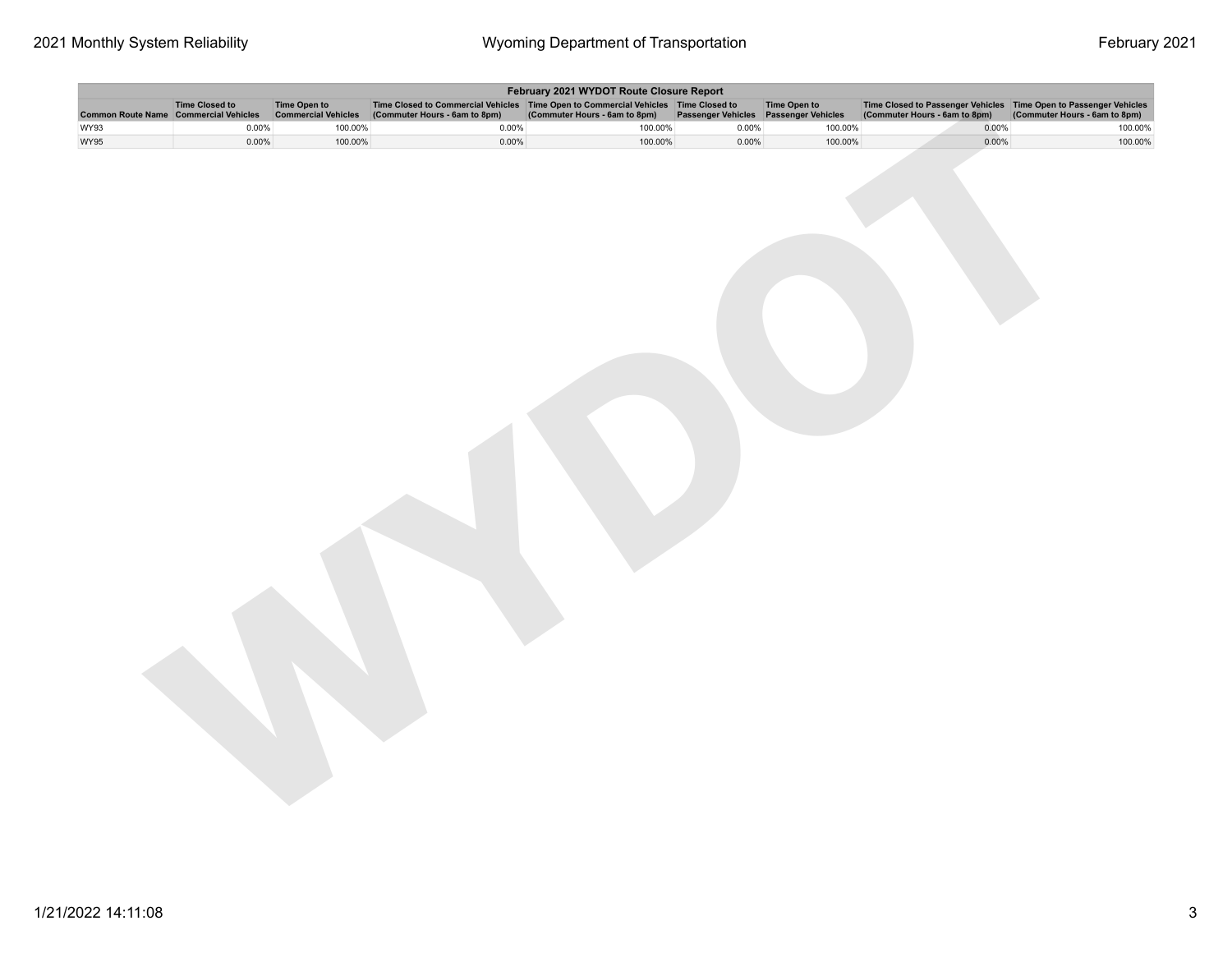| February 2021 WYDOT Route Closure Report | | | | | | | | |
|---|---|---|---|---|---|---|---|---|
| Common Route Name | Time Closed to Commercial Vehicles | Time Open to Commercial Vehicles | Time Closed to Commercial Vehicles (Commuter Hours - 6am to 8pm) | Time Open to Commercial Vehicles (Commuter Hours - 6am to 8pm) | Time Closed to Passenger Vehicles | Time Open to Passenger Vehicles | Time Closed to Passenger Vehicles (Commuter Hours - 6am to 8pm) | Time Open to Passenger Vehicles (Commuter Hours - 6am to 8pm) |
| WY93 | 0.00% | 100.00% | 0.00% | 100.00% | 0.00% | 100.00% | 0.00% | 100.00% |
| WY95 | 0.00% | 100.00% | 0.00% | 100.00% | 0.00% | 100.00% | 0.00% | 100.00% |